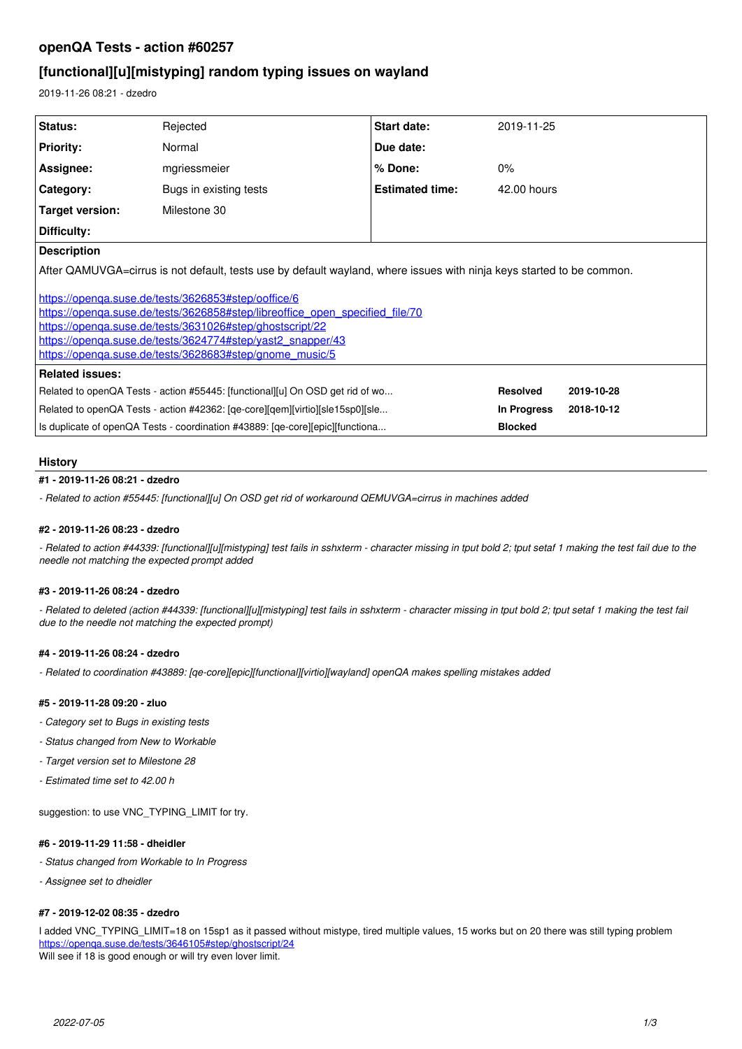# openQA Tests - action #60257

## [functional][u][mistyping] random typing issues on wayland

2019-11-26 08:21 - dzedro

| Status: | Rejected | Start date: | 2019-11-25 |
|---|---|---|---|
| Priority: | Normal | Due date: | |
| Assignee: | mgriessmeier | % Done: | 0% |
| Category: | Bugs in existing tests | Estimated time: | 42.00 hours |
| Target version: | Milestone 30 | | |
| Difficulty: | | | |

**Description**

After QAMUVGA=cirrus is not default, tests use by default wayland, where issues with ninja keys started to be common.

https://openqa.suse.de/tests/3626853#step/ooffice/6
https://openqa.suse.de/tests/3626858#step/libreoffice_open_specified_file/70
https://openqa.suse.de/tests/3631026#step/ghostscript/22
https://openqa.suse.de/tests/3624774#step/yast2_snapper/43
https://openqa.suse.de/tests/3628683#step/gnome_music/5

**Related issues:**

| | | |
|---|---|---|
| Related to openQA Tests - action #55445: [functional][u] On OSD get rid of wo... | Resolved | 2019-10-28 |
| Related to openQA Tests - action #42362: [qe-core][qem][virtio][sle15sp0][sle... | In Progress | 2018-10-12 |
| Is duplicate of openQA Tests - coordination #43889: [qe-core][epic][functiona... | Blocked | |

## History

#### #1 - 2019-11-26 08:21 - dzedro

*- Related to action #55445: [functional][u] On OSD get rid of workaround QEMUVGA=cirrus in machines added*

#### #2 - 2019-11-26 08:23 - dzedro

*- Related to action #44339: [functional][u][mistyping] test fails in sshxterm - character missing in tput bold 2; tput setaf 1 making the test fail due to the needle not matching the expected prompt added*

#### #3 - 2019-11-26 08:24 - dzedro

*- Related to deleted (action #44339: [functional][u][mistyping] test fails in sshxterm - character missing in tput bold 2; tput setaf 1 making the test fail due to the needle not matching the expected prompt)*

#### #4 - 2019-11-26 08:24 - dzedro

*- Related to coordination #43889: [qe-core][epic][functional][virtio][wayland] openQA makes spelling mistakes added*

#### #5 - 2019-11-28 09:20 - zluo

*- Category set to Bugs in existing tests*

*- Status changed from New to Workable*

*- Target version set to Milestone 28*

*- Estimated time set to 42.00 h*

suggestion: to use VNC_TYPING_LIMIT for try.

#### #6 - 2019-11-29 11:58 - dheidler

*- Status changed from Workable to In Progress*

*- Assignee set to dheidler*

#### #7 - 2019-12-02 08:35 - dzedro

I added VNC_TYPING_LIMIT=18 on 15sp1 as it passed without mistype, tired multiple values, 15 works but on 20 there was still typing problem
https://openqa.suse.de/tests/3646105#step/ghostscript/24
Will see if 18 is good enough or will try even lover limit.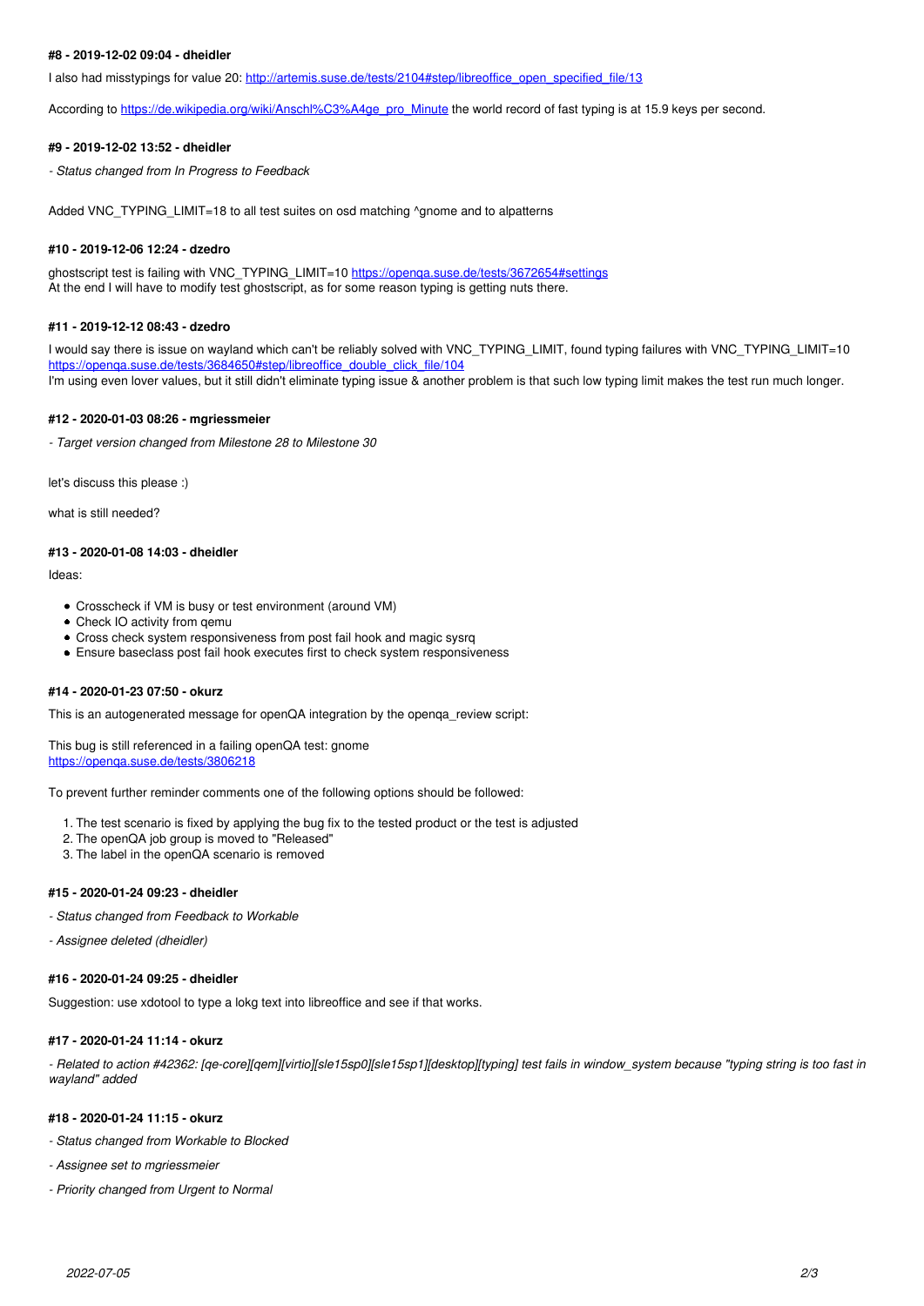#### #8 - 2019-12-02 09:04 - dheidler

I also had misstypings for value 20: [http://artemis.suse.de/tests/2104#step/libreoffice_open_specified_file/13](http://artemis.suse.de/tests/2104#step/libreoffice_open_specified_file/13)

According to [https://de.wikipedia.org/wiki/Anschl%C3%A4ge_pro_Minute](https://de.wikipedia.org/wiki/Anschl%C3%A4ge_pro_Minute) the world record of fast typing is at 15.9 keys per second.

#### #9 - 2019-12-02 13:52 - dheidler

*- Status changed from In Progress to Feedback*

Added VNC_TYPING_LIMIT=18 to all test suites on osd matching ^gnome and to alpatterns

#### #10 - 2019-12-06 12:24 - dzedro

ghostscript test is failing with VNC_TYPING_LIMIT=10 [https://openqa.suse.de/tests/3672654#settings](https://openqa.suse.de/tests/3672654#settings)
At the end I will have to modify test ghostscript, as for some reason typing is getting nuts there.

#### #11 - 2019-12-12 08:43 - dzedro

I would say there is issue on wayland which can't be reliably solved with VNC_TYPING_LIMIT, found typing failures with VNC_TYPING_LIMIT=10 [https://openqa.suse.de/tests/3684650#step/libreoffice_double_click_file/104](https://openqa.suse.de/tests/3684650#step/libreoffice_double_click_file/104)
I'm using even lover values, but it still didn't eliminate typing issue & another problem is that such low typing limit makes the test run much longer.

#### #12 - 2020-01-03 08:26 - mgriessmeier

*- Target version changed from Milestone 28 to Milestone 30*

let's discuss this please :)

what is still needed?

#### #13 - 2020-01-08 14:03 - dheidler

Ideas:

- Crosscheck if VM is busy or test environment (around VM)
- Check IO activity from qemu
- Cross check system responsiveness from post fail hook and magic sysrq
- Ensure baseclass post fail hook executes first to check system responsiveness

#### #14 - 2020-01-23 07:50 - okurz

This is an autogenerated message for openQA integration by the openqa_review script:

This bug is still referenced in a failing openQA test: gnome
[https://openqa.suse.de/tests/3806218](https://openqa.suse.de/tests/3806218)

To prevent further reminder comments one of the following options should be followed:

1. The test scenario is fixed by applying the bug fix to the tested product or the test is adjusted
2. The openQA job group is moved to "Released"
3. The label in the openQA scenario is removed

#### #15 - 2020-01-24 09:23 - dheidler

*- Status changed from Feedback to Workable*

*- Assignee deleted (dheidler)*

#### #16 - 2020-01-24 09:25 - dheidler

Suggestion: use xdotool to type a lokg text into libreoffice and see if that works.

#### #17 - 2020-01-24 11:14 - okurz

*- Related to action #42362: [qe-core][qem][virtio][sle15sp0][sle15sp1][desktop][typing] test fails in window_system because "typing string is too fast in wayland" added*

#### #18 - 2020-01-24 11:15 - okurz

*- Status changed from Workable to Blocked*

*- Assignee set to mgriessmeier*

*- Priority changed from Urgent to Normal*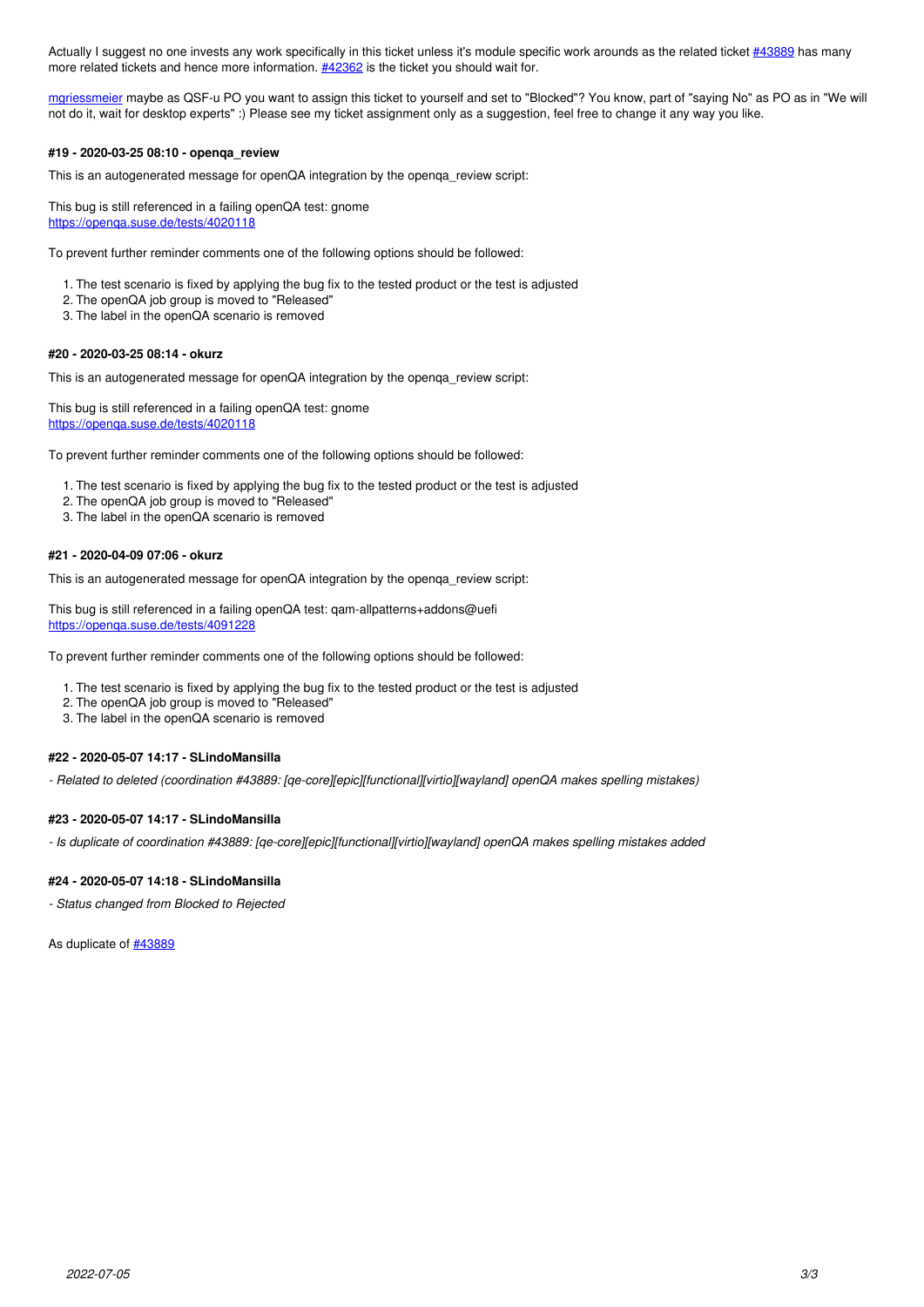Actually I suggest no one invests any work specifically in this ticket unless it's module specific work arounds as the related ticket #43889 has many more related tickets and hence more information. #42362 is the ticket you should wait for.

mgriessmeier maybe as QSF-u PO you want to assign this ticket to yourself and set to "Blocked"? You know, part of "saying No" as PO as in "We will not do it, wait for desktop experts" :) Please see my ticket assignment only as a suggestion, feel free to change it any way you like.

#### #19 - 2020-03-25 08:10 - openqa_review

This is an autogenerated message for openQA integration by the openqa_review script:

This bug is still referenced in a failing openQA test: gnome
https://openqa.suse.de/tests/4020118

To prevent further reminder comments one of the following options should be followed:

1. The test scenario is fixed by applying the bug fix to the tested product or the test is adjusted
2. The openQA job group is moved to "Released"
3. The label in the openQA scenario is removed

#### #20 - 2020-03-25 08:14 - okurz

This is an autogenerated message for openQA integration by the openqa_review script:

This bug is still referenced in a failing openQA test: gnome
https://openqa.suse.de/tests/4020118

To prevent further reminder comments one of the following options should be followed:

1. The test scenario is fixed by applying the bug fix to the tested product or the test is adjusted
2. The openQA job group is moved to "Released"
3. The label in the openQA scenario is removed

#### #21 - 2020-04-09 07:06 - okurz

This is an autogenerated message for openQA integration by the openqa_review script:

This bug is still referenced in a failing openQA test: qam-allpatterns+addons@uefi
https://openqa.suse.de/tests/4091228

To prevent further reminder comments one of the following options should be followed:

1. The test scenario is fixed by applying the bug fix to the tested product or the test is adjusted
2. The openQA job group is moved to "Released"
3. The label in the openQA scenario is removed

#### #22 - 2020-05-07 14:17 - SLindoMansilla

*- Related to deleted (coordination #43889: [qe-core][epic][functional][virtio][wayland] openQA makes spelling mistakes)*

#### #23 - 2020-05-07 14:17 - SLindoMansilla

*- Is duplicate of coordination #43889: [qe-core][epic][functional][virtio][wayland] openQA makes spelling mistakes added*

#### #24 - 2020-05-07 14:18 - SLindoMansilla

*- Status changed from Blocked to Rejected*

As duplicate of #43889